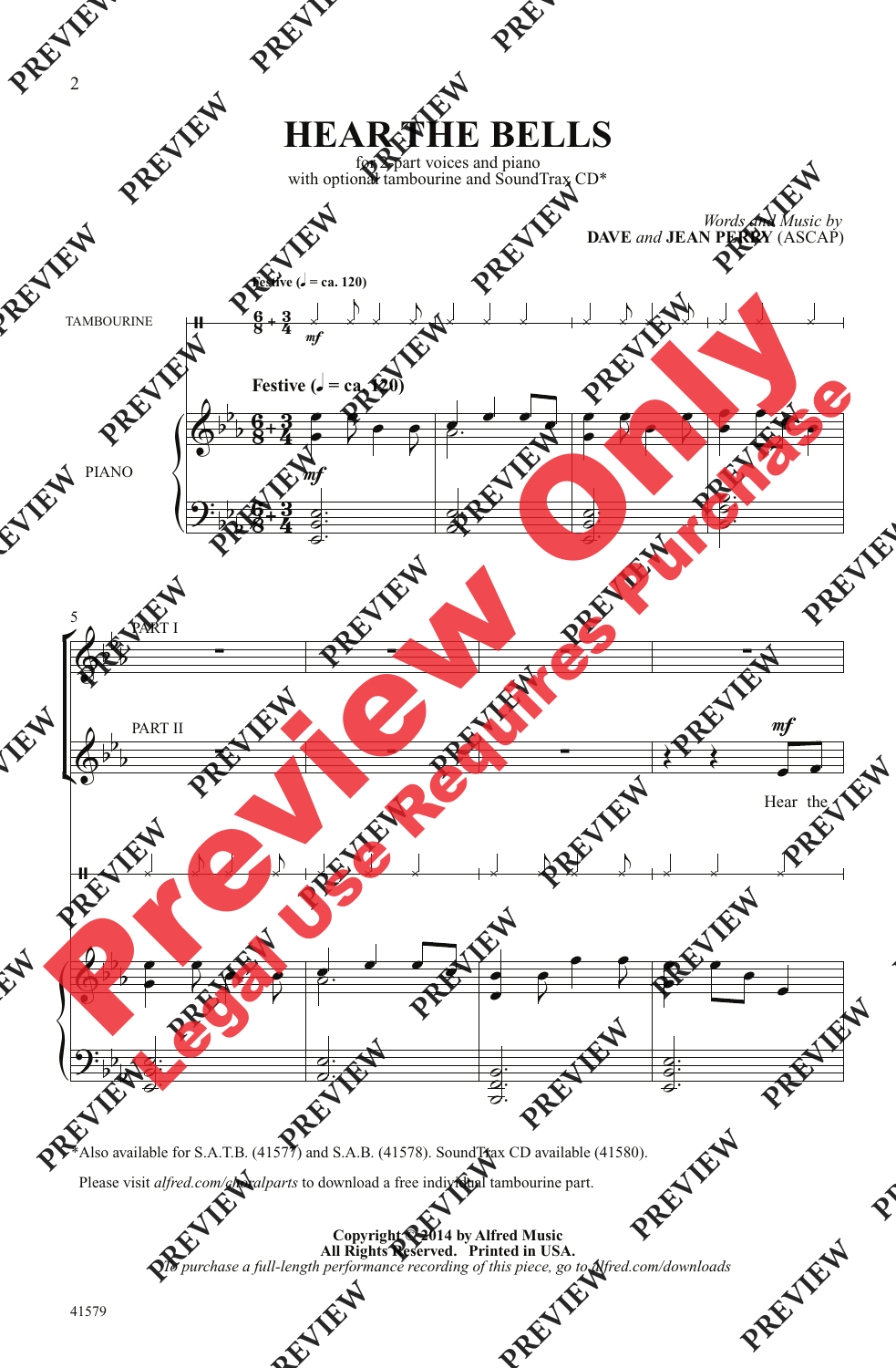# HEAR THE BELLS

for 2-part voices and piano
with optional tambourine and SoundTrax CD*

*Words and Music by*
**DAVE** *and* **JEAN PERRY** (ASCAP)

**Festive** (♩. = ca. 120)

TAMBOURINE

PIANO

PART I

PART II

Hear the

*Also available for S.A.T.B. (41577) and S.A.B. (41578). SoundTrax CD available (41580).

Please visit *alfred.com/choralparts* to download a free individual tambourine part.

**Copyright © 2014 by Alfred Music**
**All Rights Reserved. Printed in USA.**
*To purchase a full-length performance recording of this piece, go to alfred.com/downloads*

41579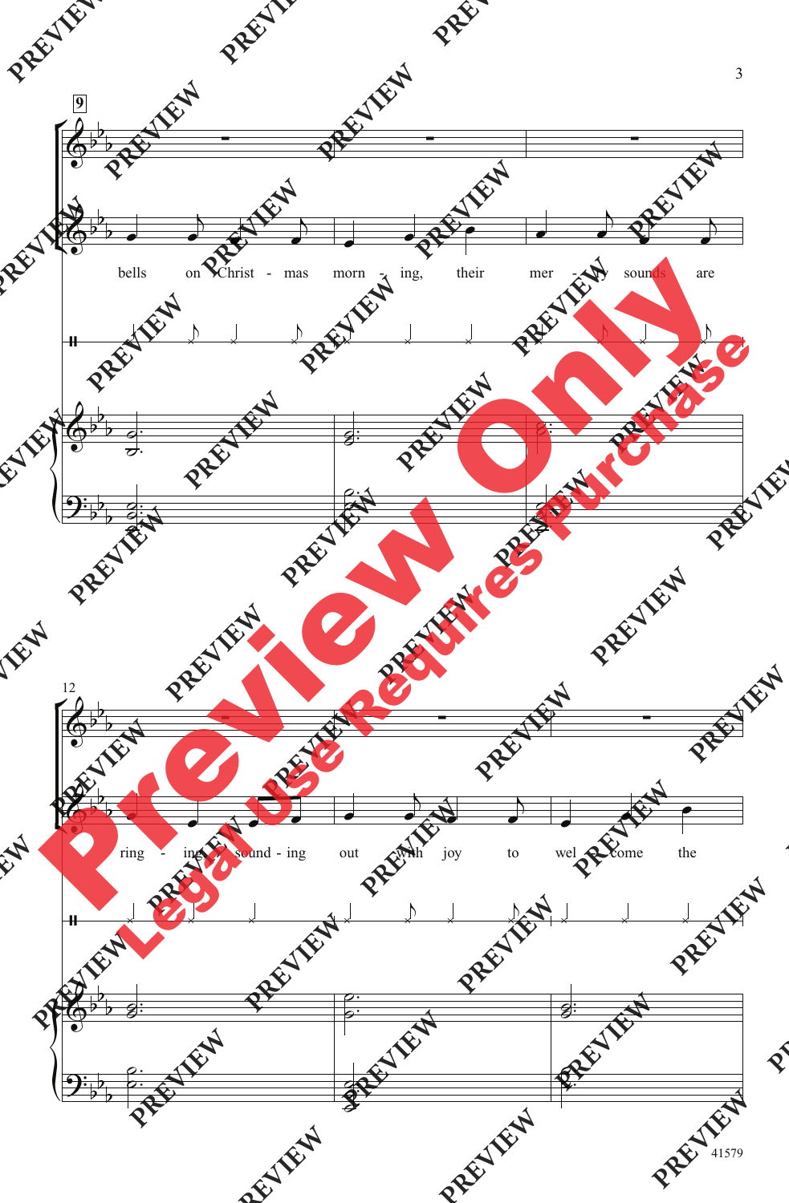9

bells on Christ - mas morn - ing, their mer - ry sounds are

12

ring - ing, sound - ing out with joy to wel - come the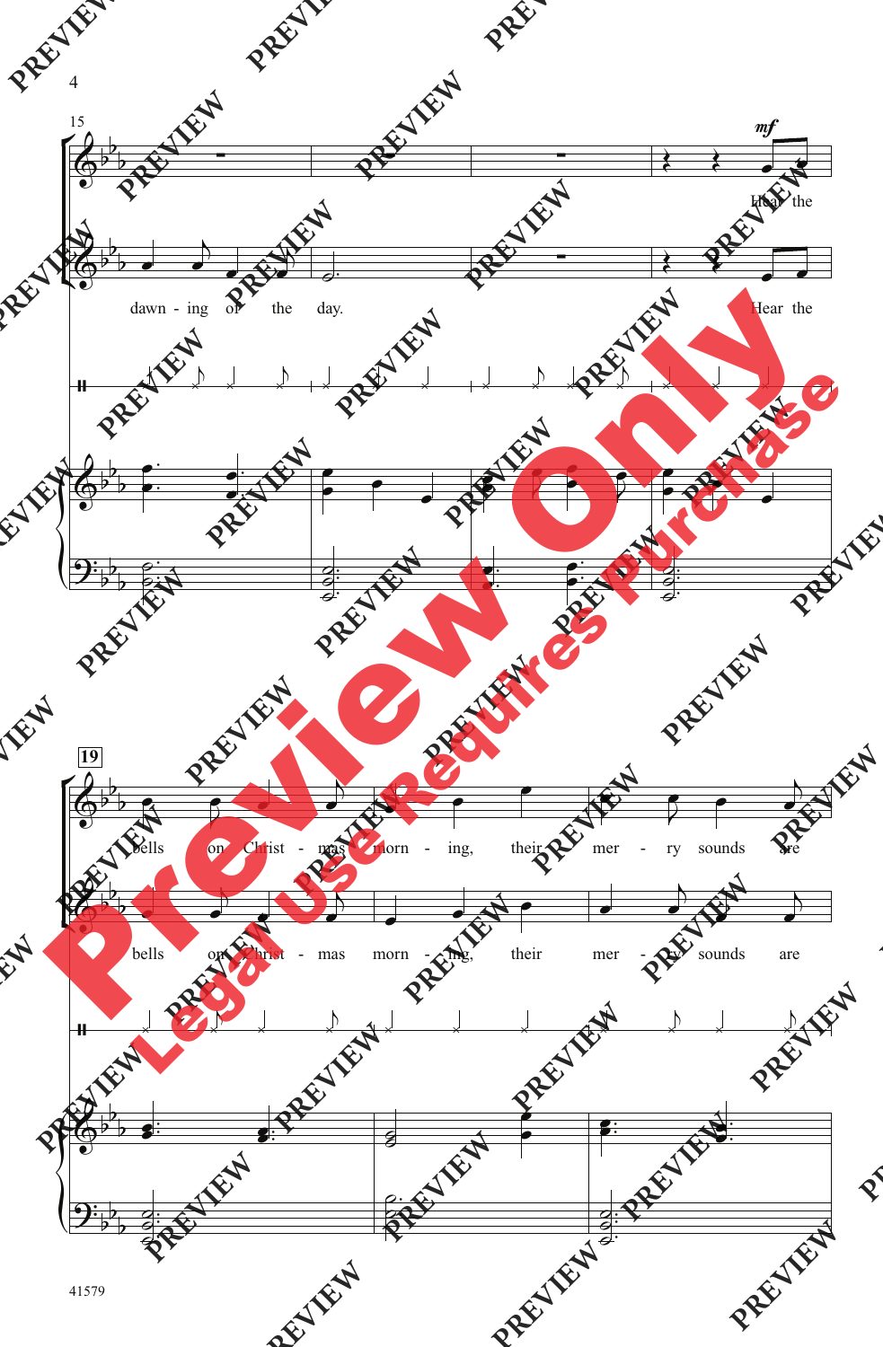15

*mf*

Hear the

dawn - ing of the day.

Hear the

19

bells on Christ - mas morn - ing, their mer - ry sounds are

bells on Christ - mas morn - ing, their mer - ry sounds are

41579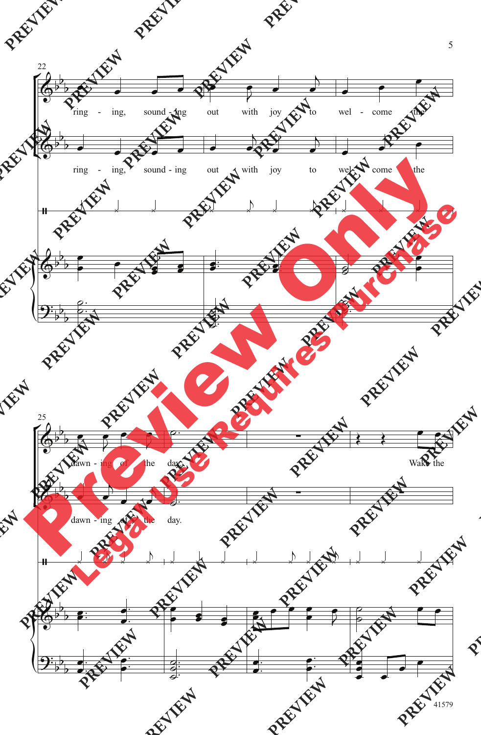22

ring - ing, sound - ing out with joy to wel - come the

ring - ing, sound - ing out with joy to wel - come the

25

dawn - ing of the day. Wake the

dawn - ing of the day.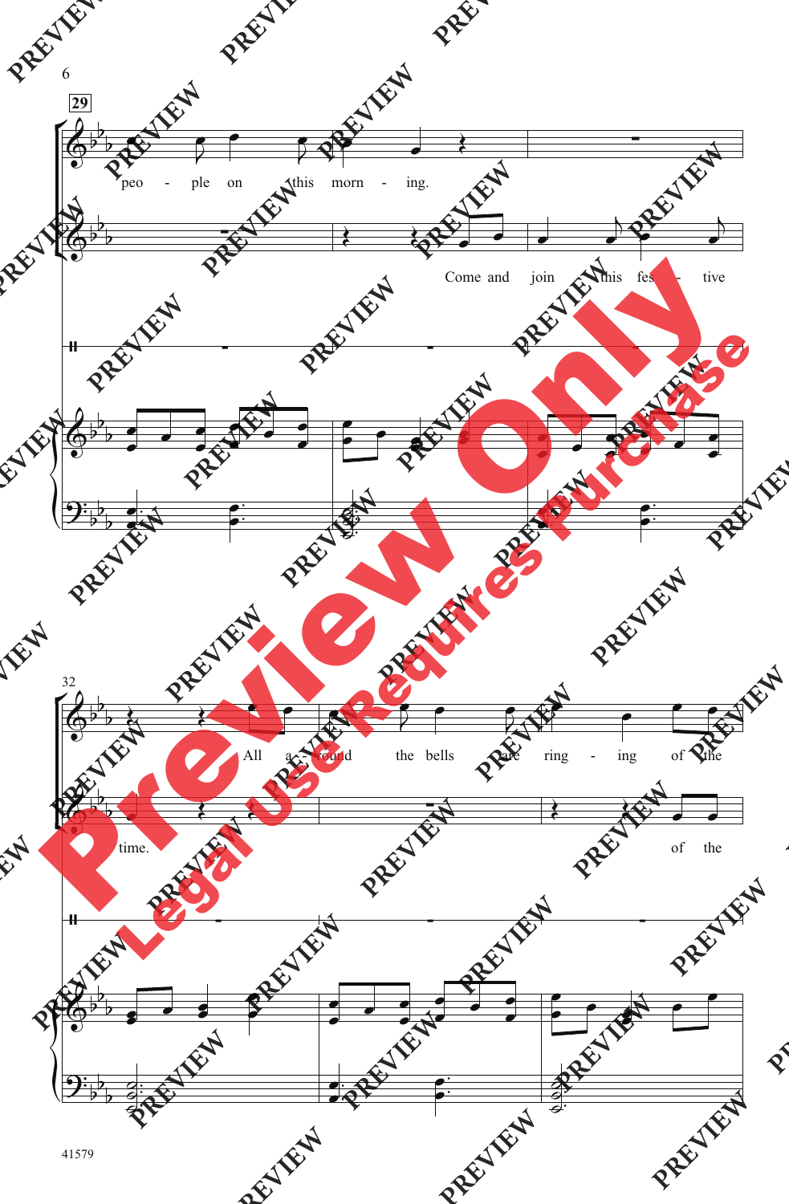29

peo - ple on this morn - ing.

Come and join this fes - tive

32

All a - round the bells are ring - ing of the

time.

of the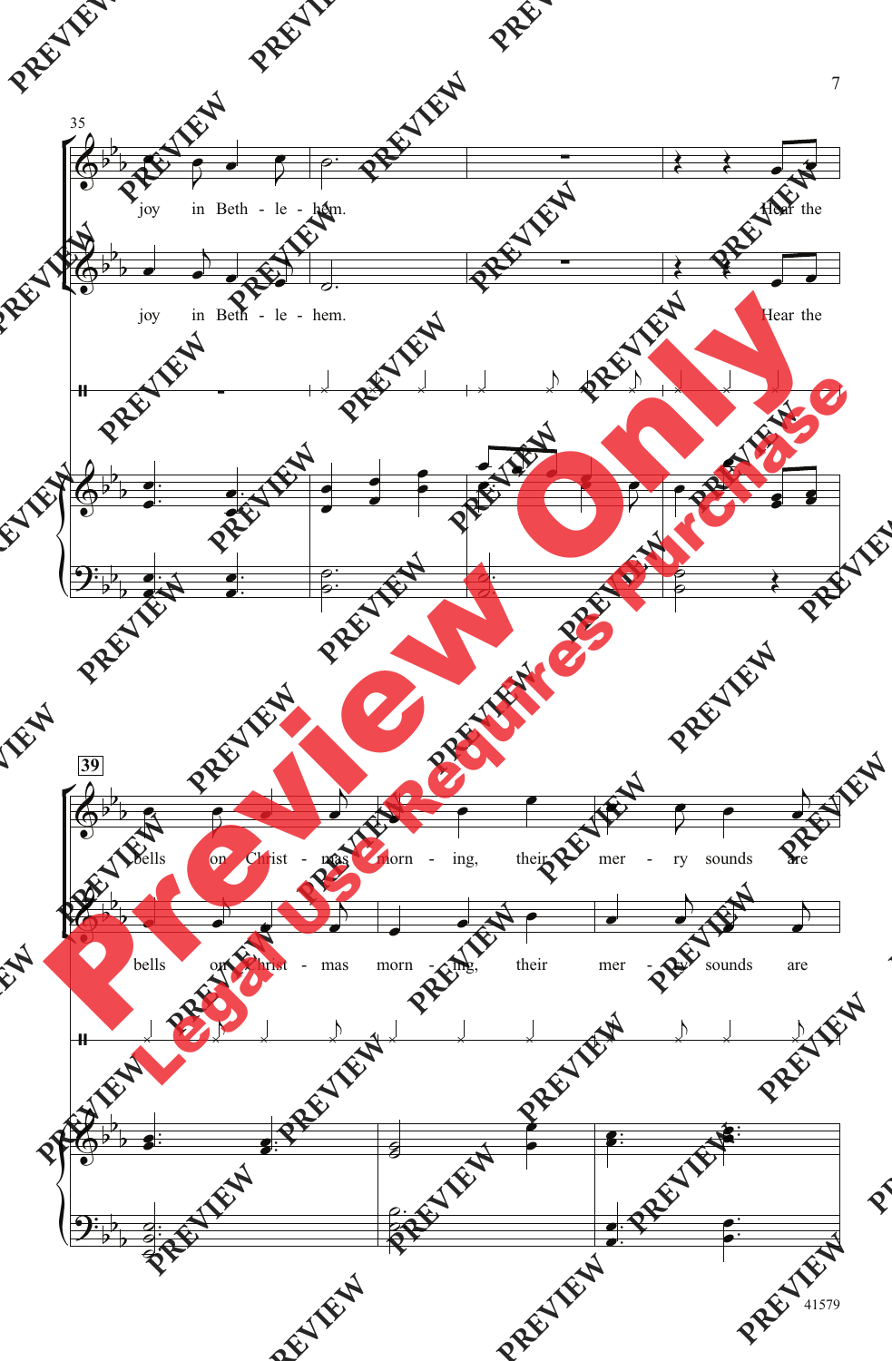35

joy in Beth - le - hem. Hear the

joy in Beth - le - hem. Hear the

39

bells on Christ - mas morn - ing, their mer - ry sounds are

bells on Christ - mas morn - ing, their mer - ry sounds are

41579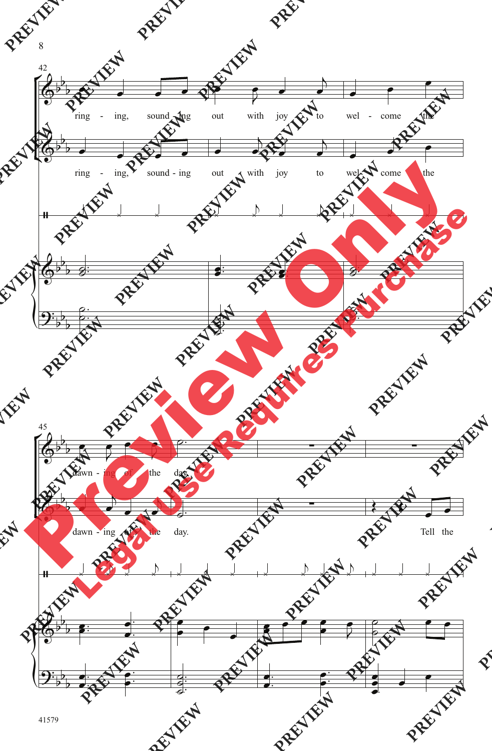42

ring - ing, sound - ing out with joy to wel - come the

ring - ing, sound - ing out with joy to wel - come the

45

dawn - ing of the day.

dawn - ing of the day.

Tell the

41579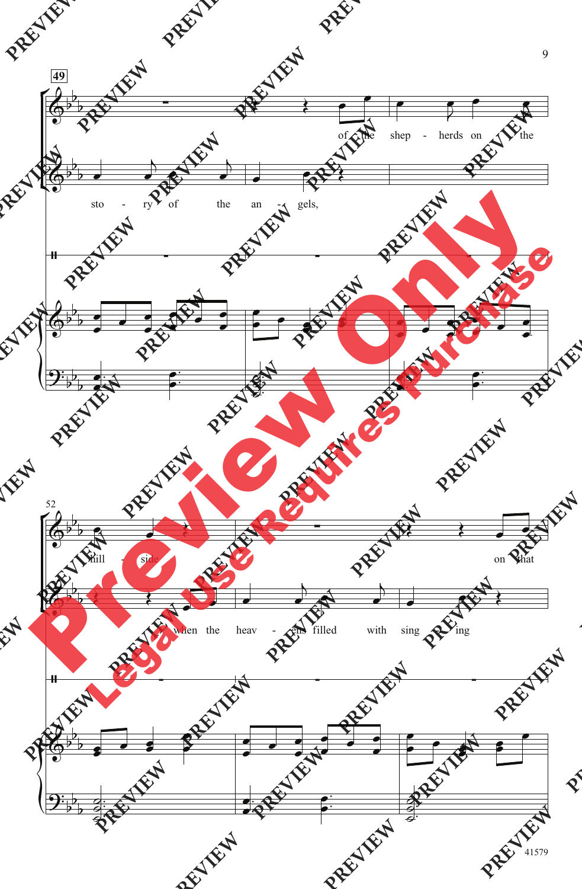49

of the shep - herds on the

sto - ry of the an - gels,

52

hill - side

on that

when the heav - ens filled with sing - ing

41579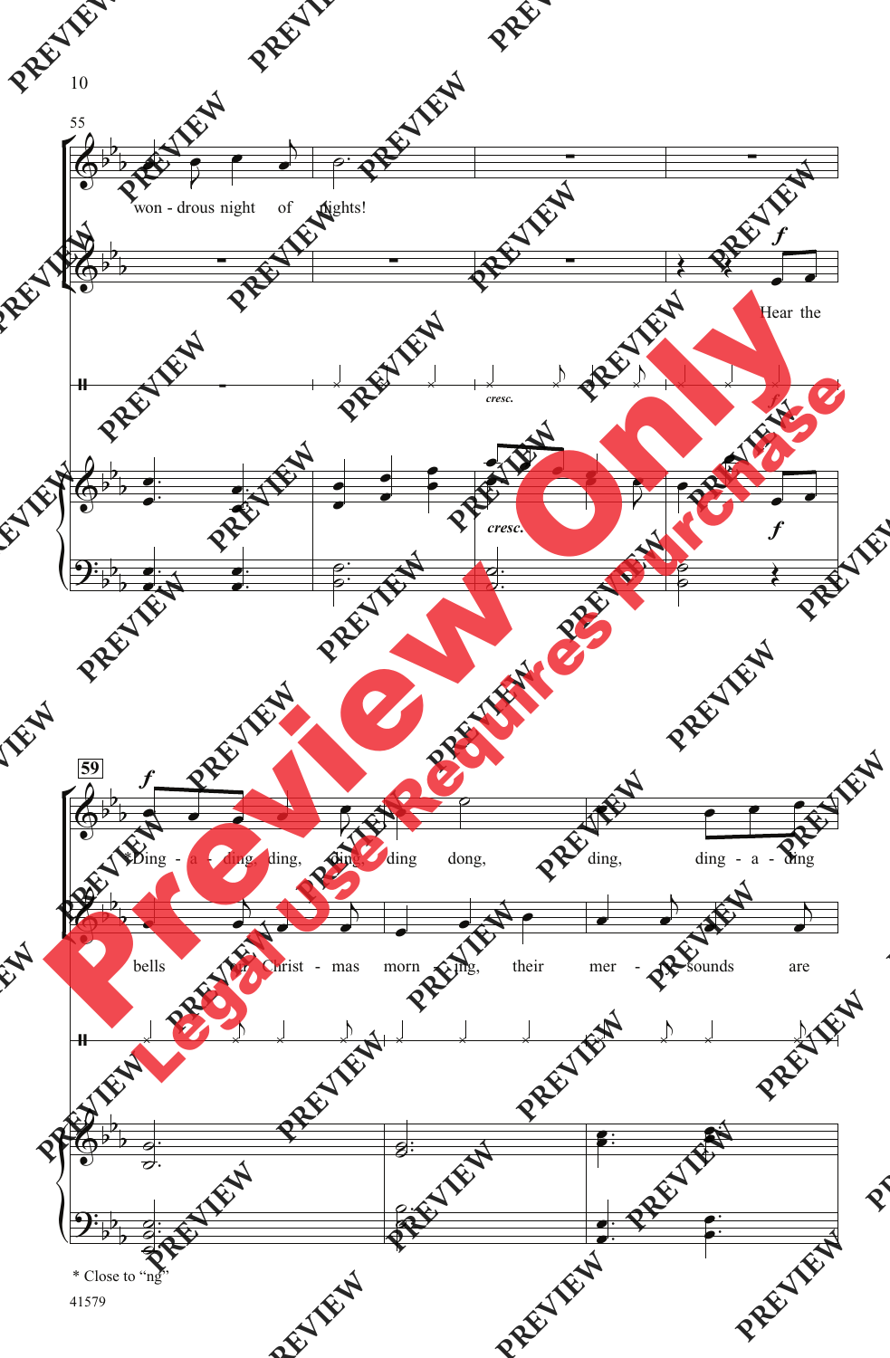won - drous night of nights!

Hear the

Ding - a - ding, ding, ding, ding dong, ding, ding - a - ding

bells on Christ - mas morn - ing, their mer - ry sounds are

* Close to "ng"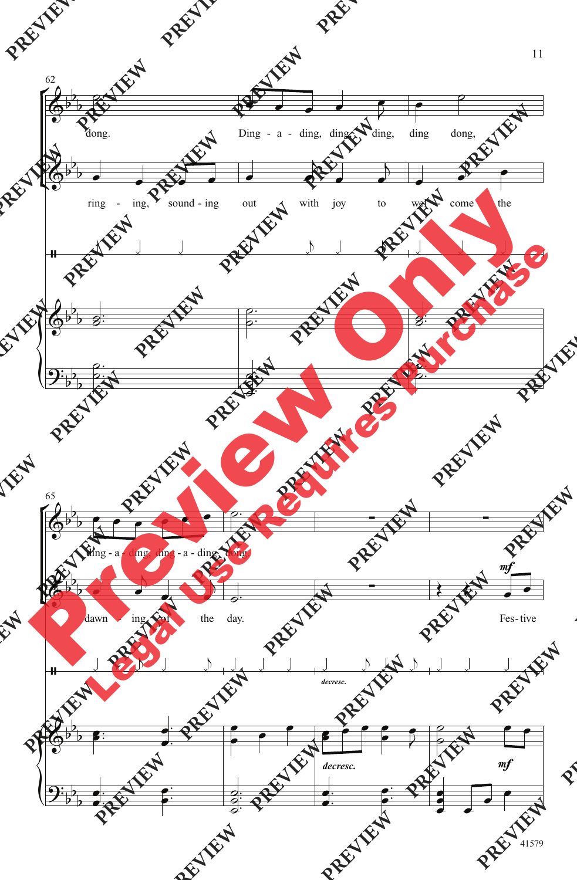62

dong. Ding - a - ding, ding - ding, ding dong,

ring - ing, sound - ing out with joy to wel - come the

65

ding - a - ding, ding - a - ding, dong.

dawn - ing of the day. Fes - tive

*decresc.*

*decresc.*

*mf*

*mf*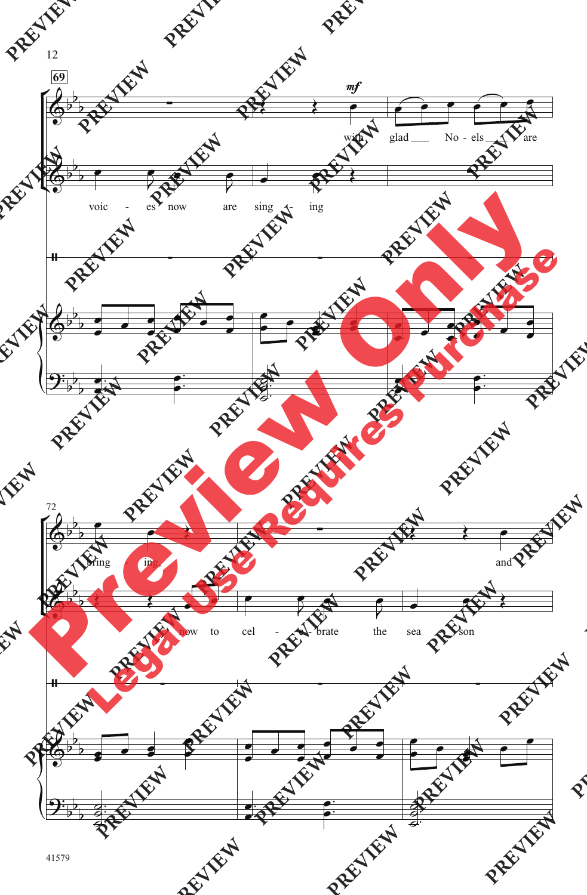69

*mf*

with glad No - els are

voic - es now are sing - ing

72

bring - ing,

and

to now to cel - e - brate the sea - son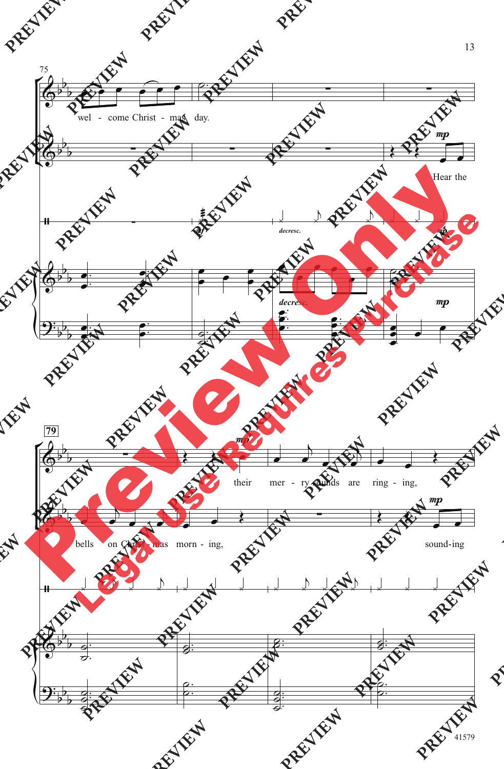75

wel - come Christ - mas day.

*mp*

Hear the

*mf*

*decresc.*

*mp*

*decresc.*

*mp*

79

*mp*

their mer - ry sounds are ring - ing,

bells on Christ - mas morn - ing,

*mp*

sound-ing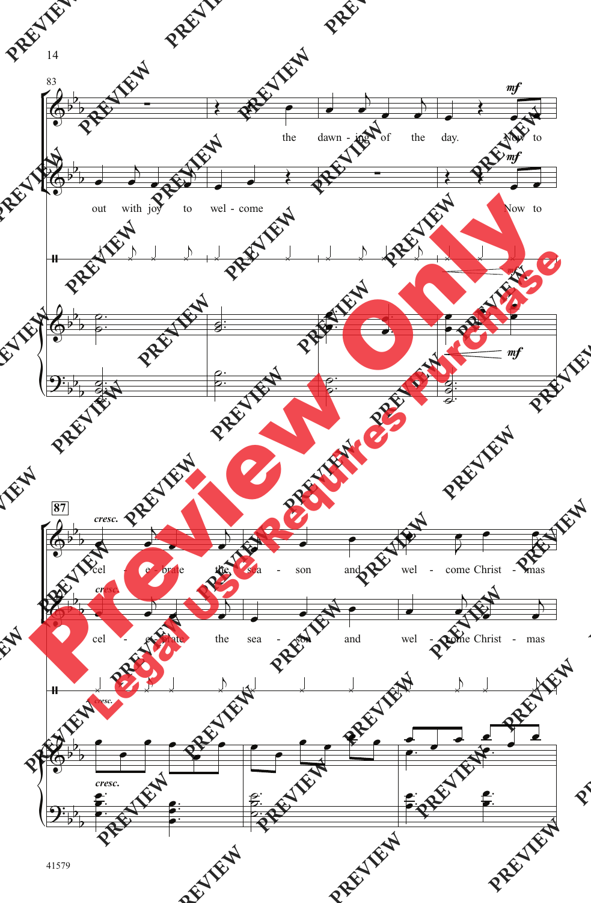83

the dawn - ing of the day. Now to

out with joy to wel - come Now to

**87**

cel - e - brate the sea - son and wel - come Christ - mas

cel - e - brate the sea - son and wel - come Christ - mas

41579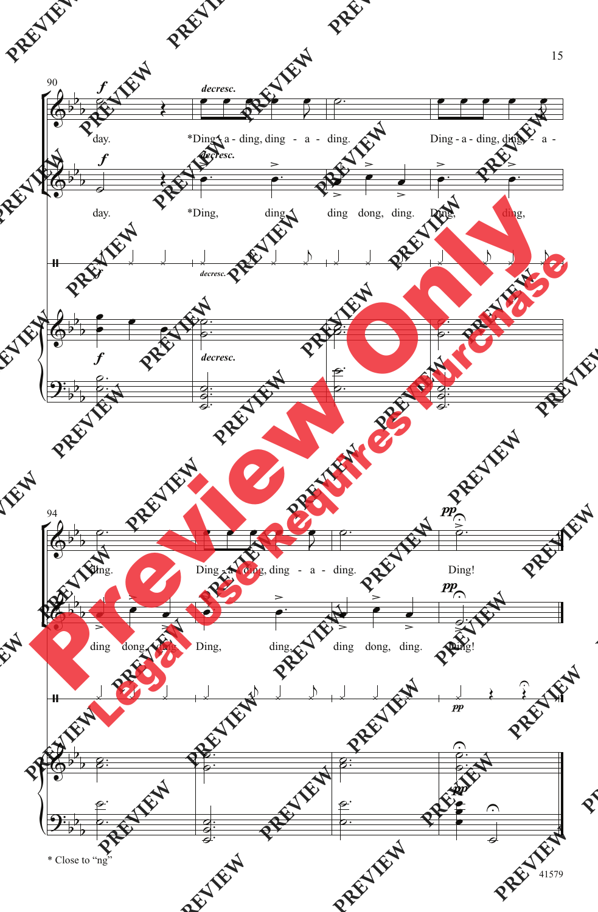day. *Ding - a - ding, ding - a - ding. Ding - a - ding, ding - a -

day. *Ding, ding, ding dong, ding. Ding, ding,

ding. Ding - a - ding, ding - a - ding. Ding!

ding dong, ding. Ding, ding, ding dong, ding. Ding!

* Close to "ng"